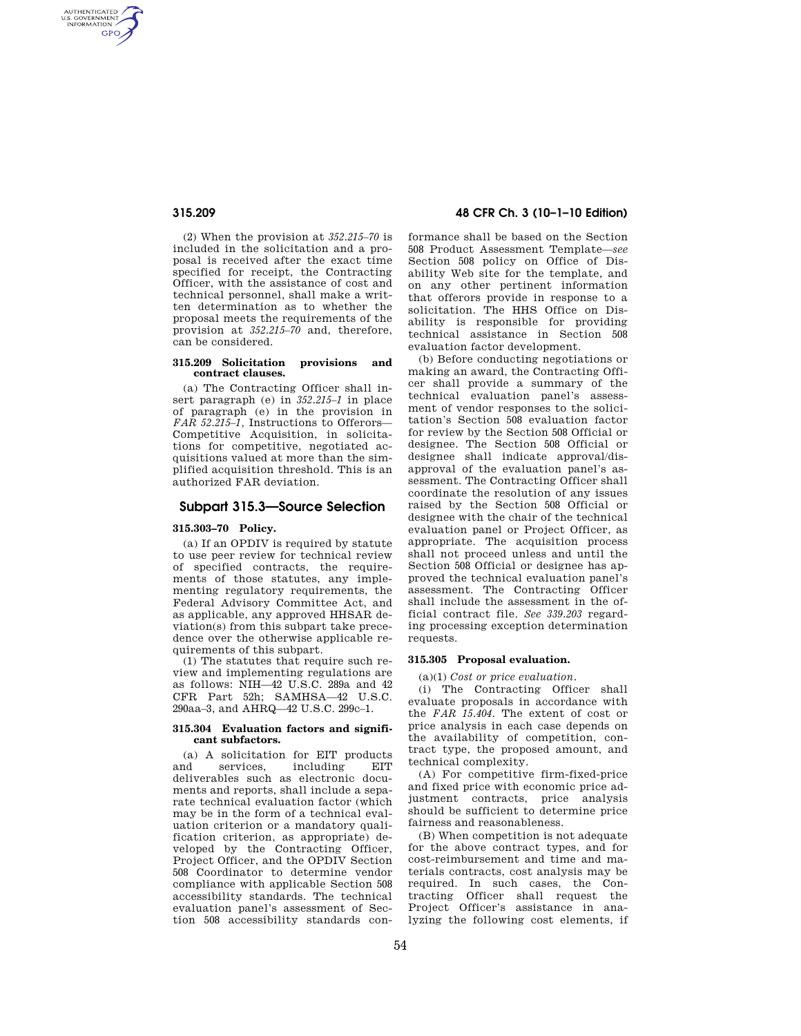(2) When the provision at *352.215–70* is included in the solicitation and a proposal is received after the exact time specified for receipt, the Contracting Officer, with the assistance of cost and technical personnel, shall make a written determination as to whether the proposal meets the requirements of the provision at *352.215–70* and, therefore, can be considered.

#### 315.209 Solicitation provisions and contract clauses.

(a) The Contracting Officer shall insert paragraph (e) in *352.215–1* in place of paragraph (e) in the provision in *FAR 52.215–1*, Instructions to Offerors—Competitive Acquisition, in solicitations for competitive, negotiated acquisitions valued at more than the simplified acquisition threshold. This is an authorized FAR deviation.

## Subpart 315.3—Source Selection

#### 315.303–70 Policy.

(a) If an OPDIV is required by statute to use peer review for technical review of specified contracts, the requirements of those statutes, any implementing regulatory requirements, the Federal Advisory Committee Act, and as applicable, any approved HHSAR deviation(s) from this subpart take precedence over the otherwise applicable requirements of this subpart.

(1) The statutes that require such review and implementing regulations are as follows: NIH—42 U.S.C. 289a and 42 CFR Part 52h; SAMHSA—42 U.S.C. 290aa–3, and AHRQ—42 U.S.C. 299c–1.

#### 315.304 Evaluation factors and significant subfactors.

(a) A solicitation for EIT products and services, including EIT deliverables such as electronic documents and reports, shall include a separate technical evaluation factor (which may be in the form of a technical evaluation criterion or a mandatory qualification criterion, as appropriate) developed by the Contracting Officer, Project Officer, and the OPDIV Section 508 Coordinator to determine vendor compliance with applicable Section 508 accessibility standards. The technical evaluation panel's assessment of Section 508 accessibility standards conformance shall be based on the Section 508 Product Assessment Template—*see* Section 508 policy on Office of Disability Web site for the template, and on any other pertinent information that offerors provide in response to a solicitation. The HHS Office on Disability is responsible for providing technical assistance in Section 508 evaluation factor development.

(b) Before conducting negotiations or making an award, the Contracting Officer shall provide a summary of the technical evaluation panel's assessment of vendor responses to the solicitation's Section 508 evaluation factor for review by the Section 508 Official or designee. The Section 508 Official or designee shall indicate approval/disapproval of the evaluation panel's assessment. The Contracting Officer shall coordinate the resolution of any issues raised by the Section 508 Official or designee with the chair of the technical evaluation panel or Project Officer, as appropriate. The acquisition process shall not proceed unless and until the Section 508 Official or designee has approved the technical evaluation panel's assessment. The Contracting Officer shall include the assessment in the official contract file. *See 339.203* regarding processing exception determination requests.

#### 315.305 Proposal evaluation.

(a)(1) *Cost or price evaluation.*

(i) The Contracting Officer shall evaluate proposals in accordance with the *FAR 15.404*. The extent of cost or price analysis in each case depends on the availability of competition, contract type, the proposed amount, and technical complexity.

(A) For competitive firm-fixed-price and fixed price with economic price adjustment contracts, price analysis should be sufficient to determine price fairness and reasonableness.

(B) When competition is not adequate for the above contract types, and for cost-reimbursement and time and materials contracts, cost analysis may be required. In such cases, the Contracting Officer shall request the Project Officer's assistance in analyzing the following cost elements, if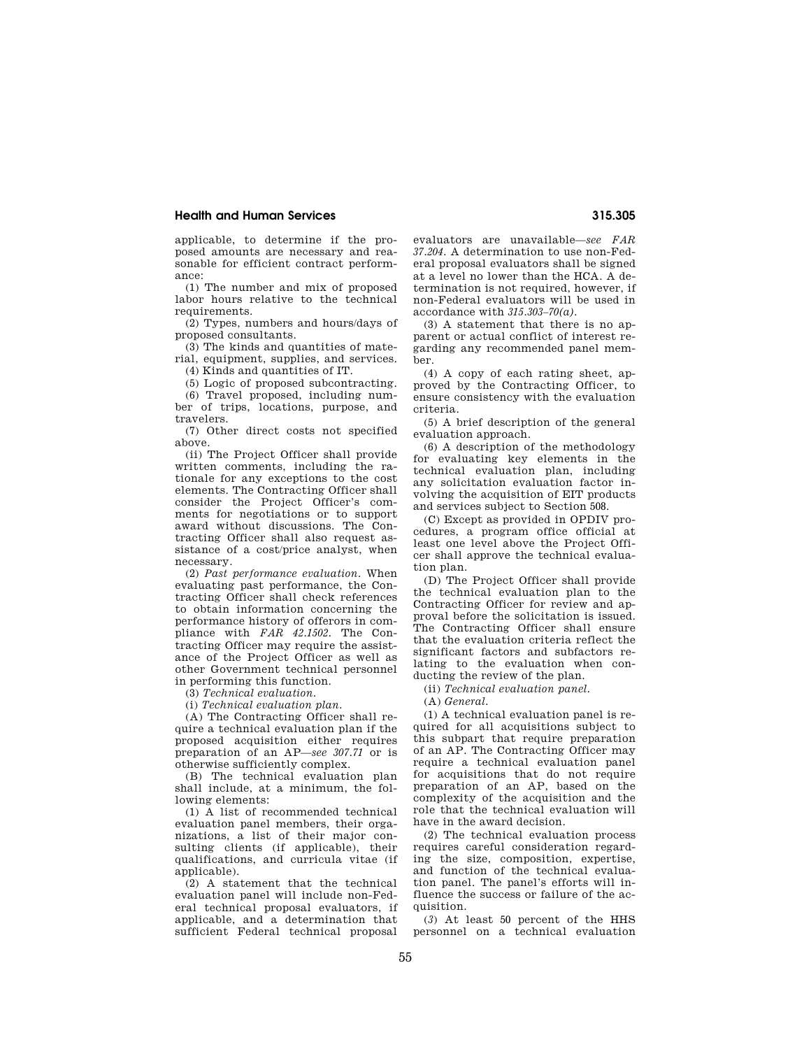applicable, to determine if the proposed amounts are necessary and reasonable for efficient contract performance:

(*1*) The number and mix of proposed labor hours relative to the technical requirements.

(*2*) Types, numbers and hours/days of proposed consultants.

(*3*) The kinds and quantities of material, equipment, supplies, and services.

(*4*) Kinds and quantities of IT.

(*5*) Logic of proposed subcontracting.

(*6*) Travel proposed, including number of trips, locations, purpose, and travelers.

(*7*) Other direct costs not specified above.

(ii) The Project Officer shall provide written comments, including the rationale for any exceptions to the cost elements. The Contracting Officer shall consider the Project Officer's comments for negotiations or to support award without discussions. The Contracting Officer shall also request assistance of a cost/price analyst, when necessary.

(2) *Past performance evaluation.* When evaluating past performance, the Contracting Officer shall check references to obtain information concerning the performance history of offerors in compliance with *FAR 42.1502*. The Contracting Officer may require the assistance of the Project Officer as well as other Government technical personnel in performing this function.

(3) *Technical evaluation.*

(i) *Technical evaluation plan.*

(A) The Contracting Officer shall require a technical evaluation plan if the proposed acquisition either requires preparation of an AP—*see 307.71* or is otherwise sufficiently complex.

(B) The technical evaluation plan shall include, at a minimum, the following elements:

(*1*) A list of recommended technical evaluation panel members, their organizations, a list of their major consulting clients (if applicable), their qualifications, and curricula vitae (if applicable).

(*2*) A statement that the technical evaluation panel will include non-Federal technical proposal evaluators, if applicable, and a determination that sufficient Federal technical proposal evaluators are unavailable—*see FAR 37.204*. A determination to use non-Federal proposal evaluators shall be signed at a level no lower than the HCA. A determination is not required, however, if non-Federal evaluators will be used in accordance with *315.303–70(a)*.

(*3*) A statement that there is no apparent or actual conflict of interest regarding any recommended panel member.

(*4*) A copy of each rating sheet, approved by the Contracting Officer, to ensure consistency with the evaluation criteria.

(*5*) A brief description of the general evaluation approach.

(*6*) A description of the methodology for evaluating key elements in the technical evaluation plan, including any solicitation evaluation factor involving the acquisition of EIT products and services subject to Section 508.

(C) Except as provided in OPDIV procedures, a program office official at least one level above the Project Officer shall approve the technical evaluation plan.

(D) The Project Officer shall provide the technical evaluation plan to the Contracting Officer for review and approval before the solicitation is issued. The Contracting Officer shall ensure that the evaluation criteria reflect the significant factors and subfactors relating to the evaluation when conducting the review of the plan.

(ii) *Technical evaluation panel.*

(A) *General.*

(*1*) A technical evaluation panel is required for all acquisitions subject to this subpart that require preparation of an AP. The Contracting Officer may require a technical evaluation panel for acquisitions that do not require preparation of an AP, based on the complexity of the acquisition and the role that the technical evaluation will have in the award decision.

(*2*) The technical evaluation process requires careful consideration regarding the size, composition, expertise, and function of the technical evaluation panel. The panel's efforts will influence the success or failure of the acquisition.

(*3*) At least 50 percent of the HHS personnel on a technical evaluation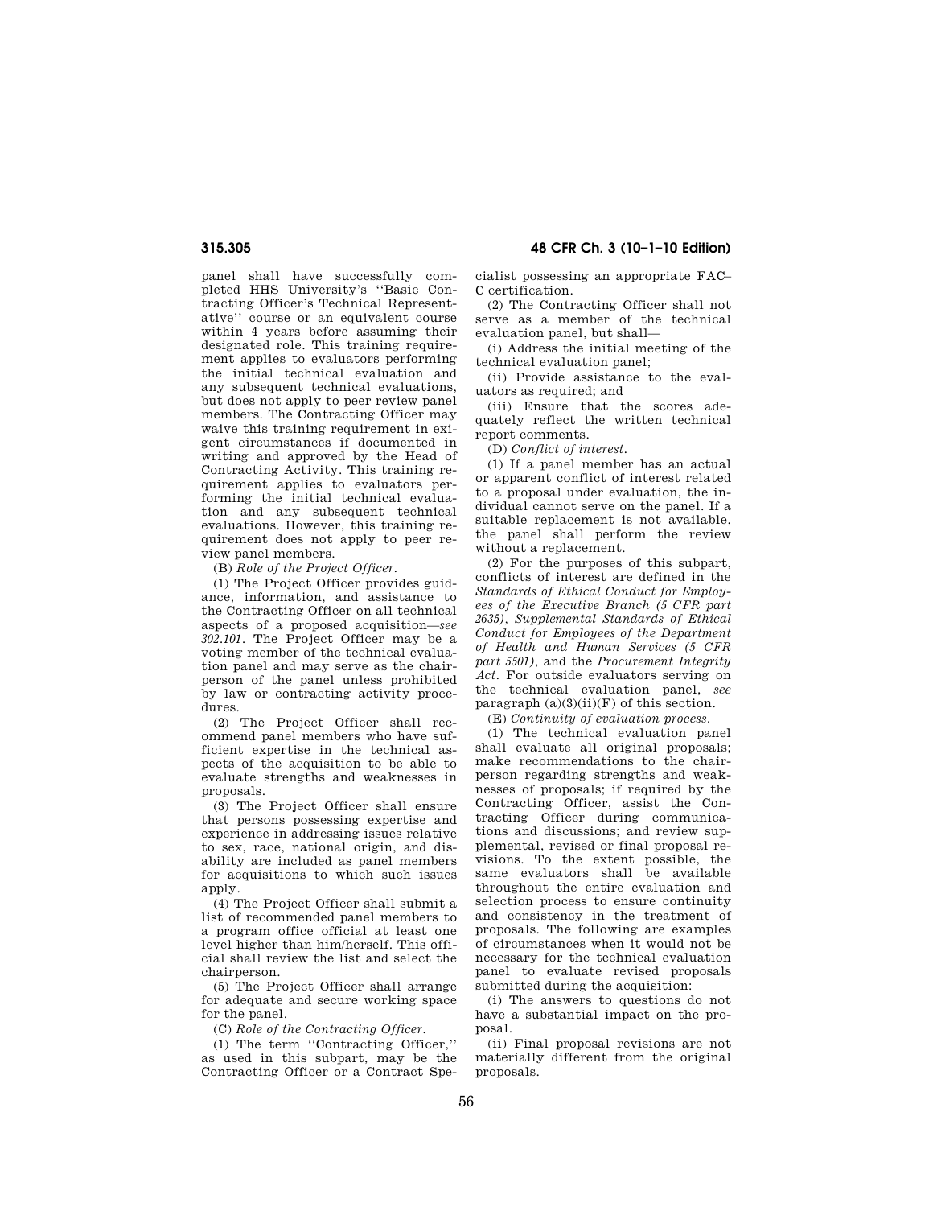panel shall have successfully completed HHS University's ''Basic Contracting Officer's Technical Representative'' course or an equivalent course within 4 years before assuming their designated role. This training requirement applies to evaluators performing the initial technical evaluation and any subsequent technical evaluations, but does not apply to peer review panel members. The Contracting Officer may waive this training requirement in exigent circumstances if documented in writing and approved by the Head of Contracting Activity. This training requirement applies to evaluators performing the initial technical evaluation and any subsequent technical evaluations. However, this training requirement does not apply to peer review panel members.

(B) *Role of the Project Officer.*

(*1*) The Project Officer provides guidance, information, and assistance to the Contracting Officer on all technical aspects of a proposed acquisition—*see 302.101.* The Project Officer may be a voting member of the technical evaluation panel and may serve as the chairperson of the panel unless prohibited by law or contracting activity procedures.

(*2*) The Project Officer shall recommend panel members who have sufficient expertise in the technical aspects of the acquisition to be able to evaluate strengths and weaknesses in proposals.

(*3*) The Project Officer shall ensure that persons possessing expertise and experience in addressing issues relative to sex, race, national origin, and disability are included as panel members for acquisitions to which such issues apply.

(*4*) The Project Officer shall submit a list of recommended panel members to a program office official at least one level higher than him/herself. This official shall review the list and select the chairperson.

(*5*) The Project Officer shall arrange for adequate and secure working space for the panel.

(C) *Role of the Contracting Officer.*

(*1*) The term ''Contracting Officer,'' as used in this subpart, may be the Contracting Officer or a Contract Specialist possessing an appropriate FAC–C certification.

(*2*) The Contracting Officer shall not serve as a member of the technical evaluation panel, but shall—

(*i*) Address the initial meeting of the technical evaluation panel;

(*ii*) Provide assistance to the evaluators as required; and

(*iii*) Ensure that the scores adequately reflect the written technical report comments.

(D) *Conflict of interest.*

(*1*) If a panel member has an actual or apparent conflict of interest related to a proposal under evaluation, the individual cannot serve on the panel. If a suitable replacement is not available, the panel shall perform the review without a replacement.

(*2*) For the purposes of this subpart, conflicts of interest are defined in the *Standards of Ethical Conduct for Employees of the Executive Branch (5 CFR part 2635), Supplemental Standards of Ethical Conduct for Employees of the Department of Health and Human Services (5 CFR part 5501),* and the *Procurement Integrity Act.* For outside evaluators serving on the technical evaluation panel, *see* paragraph (a)(3)(ii)(F) of this section.

(E) *Continuity of evaluation process.*

(*1*) The technical evaluation panel shall evaluate all original proposals; make recommendations to the chairperson regarding strengths and weaknesses of proposals; if required by the Contracting Officer, assist the Contracting Officer during communications and discussions; and review supplemental, revised or final proposal revisions. To the extent possible, the same evaluators shall be available throughout the entire evaluation and selection process to ensure continuity and consistency in the treatment of proposals. The following are examples of circumstances when it would not be necessary for the technical evaluation panel to evaluate revised proposals submitted during the acquisition:

(*i*) The answers to questions do not have a substantial impact on the proposal.

(*ii*) Final proposal revisions are not materially different from the original proposals.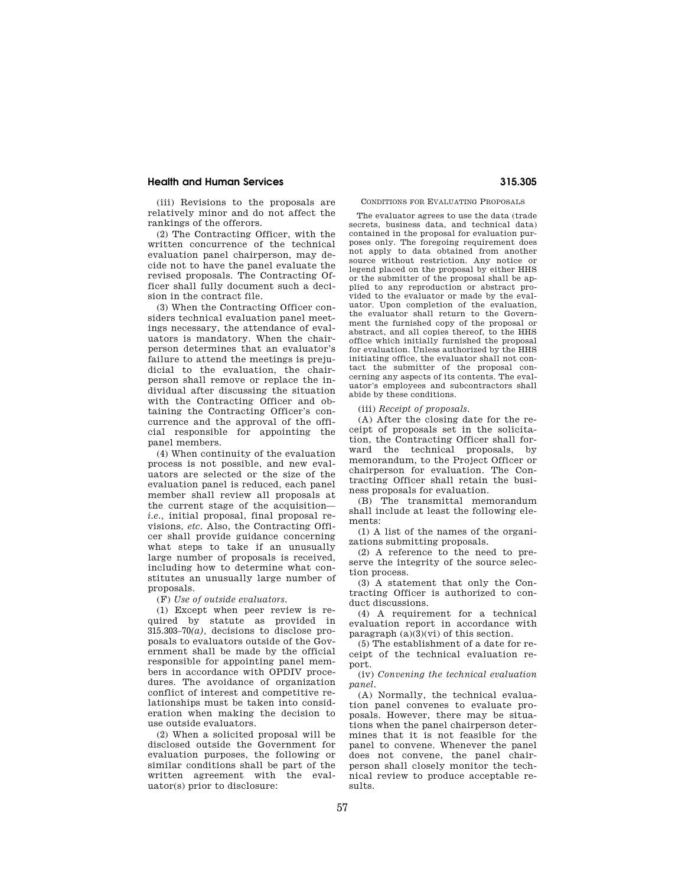(iii) Revisions to the proposals are relatively minor and do not affect the rankings of the offerors.

(2) The Contracting Officer, with the written concurrence of the technical evaluation panel chairperson, may decide not to have the panel evaluate the revised proposals. The Contracting Officer shall fully document such a decision in the contract file.

(3) When the Contracting Officer considers technical evaluation panel meetings necessary, the attendance of evaluators is mandatory. When the chairperson determines that an evaluator's failure to attend the meetings is prejudicial to the evaluation, the chairperson shall remove or replace the individual after discussing the situation with the Contracting Officer and obtaining the Contracting Officer's concurrence and the approval of the official responsible for appointing the panel members.

(4) When continuity of the evaluation process is not possible, and new evaluators are selected or the size of the evaluation panel is reduced, each panel member shall review all proposals at the current stage of the acquisition—*i.e.*, initial proposal, final proposal revisions, *etc.* Also, the Contracting Officer shall provide guidance concerning what steps to take if an unusually large number of proposals is received, including how to determine what constitutes an unusually large number of proposals.

(F) *Use of outside evaluators.*

(1) Except when peer review is required by statute as provided in 315.303–70*(a)*, decisions to disclose proposals to evaluators outside of the Government shall be made by the official responsible for appointing panel members in accordance with OPDIV procedures. The avoidance of organization conflict of interest and competitive relationships must be taken into consideration when making the decision to use outside evaluators.

(2) When a solicited proposal will be disclosed outside the Government for evaluation purposes, the following or similar conditions shall be part of the written agreement with the evaluator(s) prior to disclosure:

CONDITIONS FOR EVALUATING PROPOSALS

The evaluator agrees to use the data (trade secrets, business data, and technical data) contained in the proposal for evaluation purposes only. The foregoing requirement does not apply to data obtained from another source without restriction. Any notice or legend placed on the proposal by either HHS or the submitter of the proposal shall be applied to any reproduction or abstract provided to the evaluator or made by the evaluator. Upon completion of the evaluation, the evaluator shall return to the Government the furnished copy of the proposal or abstract, and all copies thereof, to the HHS office which initially furnished the proposal for evaluation. Unless authorized by the HHS initiating office, the evaluator shall not contact the submitter of the proposal concerning any aspects of its contents. The evaluator's employees and subcontractors shall abide by these conditions.

(iii) *Receipt of proposals.*

(A) After the closing date for the receipt of proposals set in the solicitation, the Contracting Officer shall forward the technical proposals, by memorandum, to the Project Officer or chairperson for evaluation. The Contracting Officer shall retain the business proposals for evaluation.

(B) The transmittal memorandum shall include at least the following elements:

(1) A list of the names of the organizations submitting proposals.

(2) A reference to the need to preserve the integrity of the source selection process.

(3) A statement that only the Contracting Officer is authorized to conduct discussions.

(4) A requirement for a technical evaluation report in accordance with paragraph (a)(3)(vi) of this section.

(5) The establishment of a date for receipt of the technical evaluation report.

(iv) *Convening the technical evaluation panel.*

(A) Normally, the technical evaluation panel convenes to evaluate proposals. However, there may be situations when the panel chairperson determines that it is not feasible for the panel to convene. Whenever the panel does not convene, the panel chairperson shall closely monitor the technical review to produce acceptable results.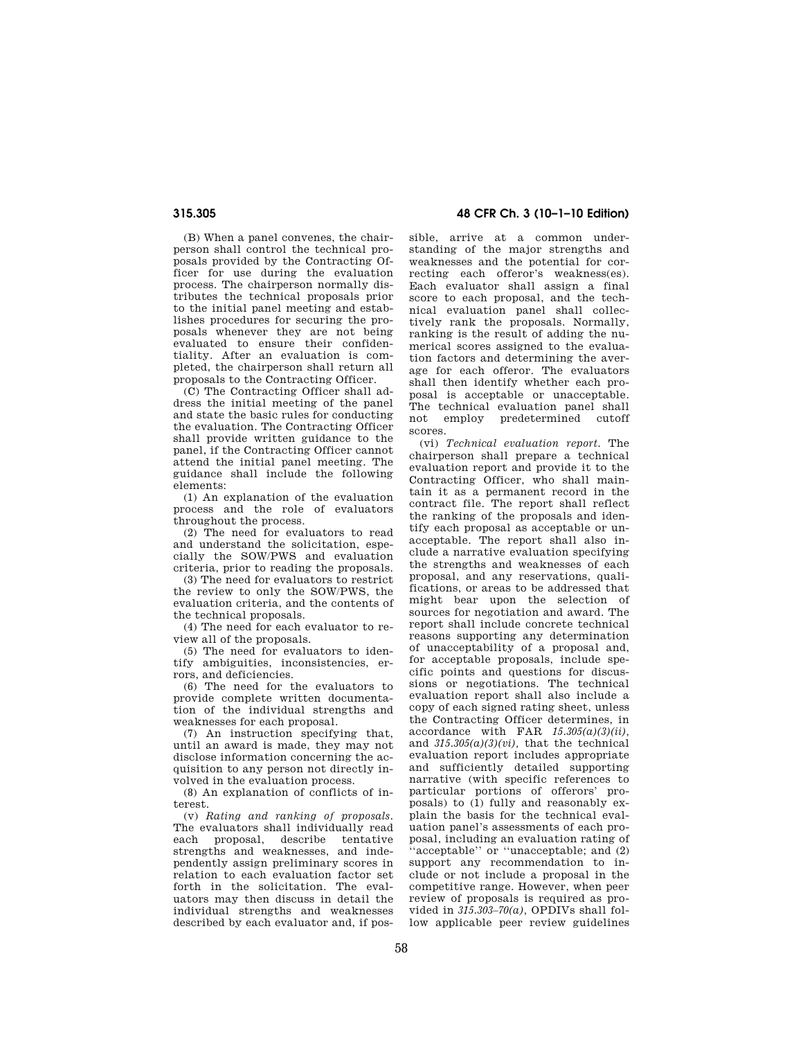(B) When a panel convenes, the chairperson shall control the technical proposals provided by the Contracting Officer for use during the evaluation process. The chairperson normally distributes the technical proposals prior to the initial panel meeting and establishes procedures for securing the proposals whenever they are not being evaluated to ensure their confidentiality. After an evaluation is completed, the chairperson shall return all proposals to the Contracting Officer.

(C) The Contracting Officer shall address the initial meeting of the panel and state the basic rules for conducting the evaluation. The Contracting Officer shall provide written guidance to the panel, if the Contracting Officer cannot attend the initial panel meeting. The guidance shall include the following elements:

(*1*) An explanation of the evaluation process and the role of evaluators throughout the process.

(*2*) The need for evaluators to read and understand the solicitation, especially the SOW/PWS and evaluation criteria, prior to reading the proposals.

(*3*) The need for evaluators to restrict the review to only the SOW/PWS, the evaluation criteria, and the contents of the technical proposals.

(*4*) The need for each evaluator to review all of the proposals.

(*5*) The need for evaluators to identify ambiguities, inconsistencies, errors, and deficiencies.

(*6*) The need for the evaluators to provide complete written documentation of the individual strengths and weaknesses for each proposal.

(*7*) An instruction specifying that, until an award is made, they may not disclose information concerning the acquisition to any person not directly involved in the evaluation process.

(*8*) An explanation of conflicts of interest.

(v) *Rating and ranking of proposals.* The evaluators shall individually read each proposal, describe tentative strengths and weaknesses, and independently assign preliminary scores in relation to each evaluation factor set forth in the solicitation. The evaluators may then discuss in detail the individual strengths and weaknesses described by each evaluator and, if possible, arrive at a common understanding of the major strengths and weaknesses and the potential for correcting each offeror's weakness(es). Each evaluator shall assign a final score to each proposal, and the technical evaluation panel shall collectively rank the proposals. Normally, ranking is the result of adding the numerical scores assigned to the evaluation factors and determining the average for each offeror. The evaluators shall then identify whether each proposal is acceptable or unacceptable. The technical evaluation panel shall not employ predetermined cutoff scores.

(vi) *Technical evaluation report.* The chairperson shall prepare a technical evaluation report and provide it to the Contracting Officer, who shall maintain it as a permanent record in the contract file. The report shall reflect the ranking of the proposals and identify each proposal as acceptable or unacceptable. The report shall also include a narrative evaluation specifying the strengths and weaknesses of each proposal, and any reservations, qualifications, or areas to be addressed that might bear upon the selection of sources for negotiation and award. The report shall include concrete technical reasons supporting any determination of unacceptability of a proposal and, for acceptable proposals, include specific points and questions for discussions or negotiations. The technical evaluation report shall also include a copy of each signed rating sheet, unless the Contracting Officer determines, in accordance with FAR *15.305(a)(3)(ii)*, and *315.305(a)(3)(vi)*, that the technical evaluation report includes appropriate and sufficiently detailed supporting narrative (with specific references to particular portions of offerors' proposals) to (1) fully and reasonably explain the basis for the technical evaluation panel's assessments of each proposal, including an evaluation rating of ''acceptable'' or ''unacceptable; and (2) support any recommendation to include or not include a proposal in the competitive range. However, when peer review of proposals is required as provided in *315.303–70(a)*, OPDIVs shall follow applicable peer review guidelines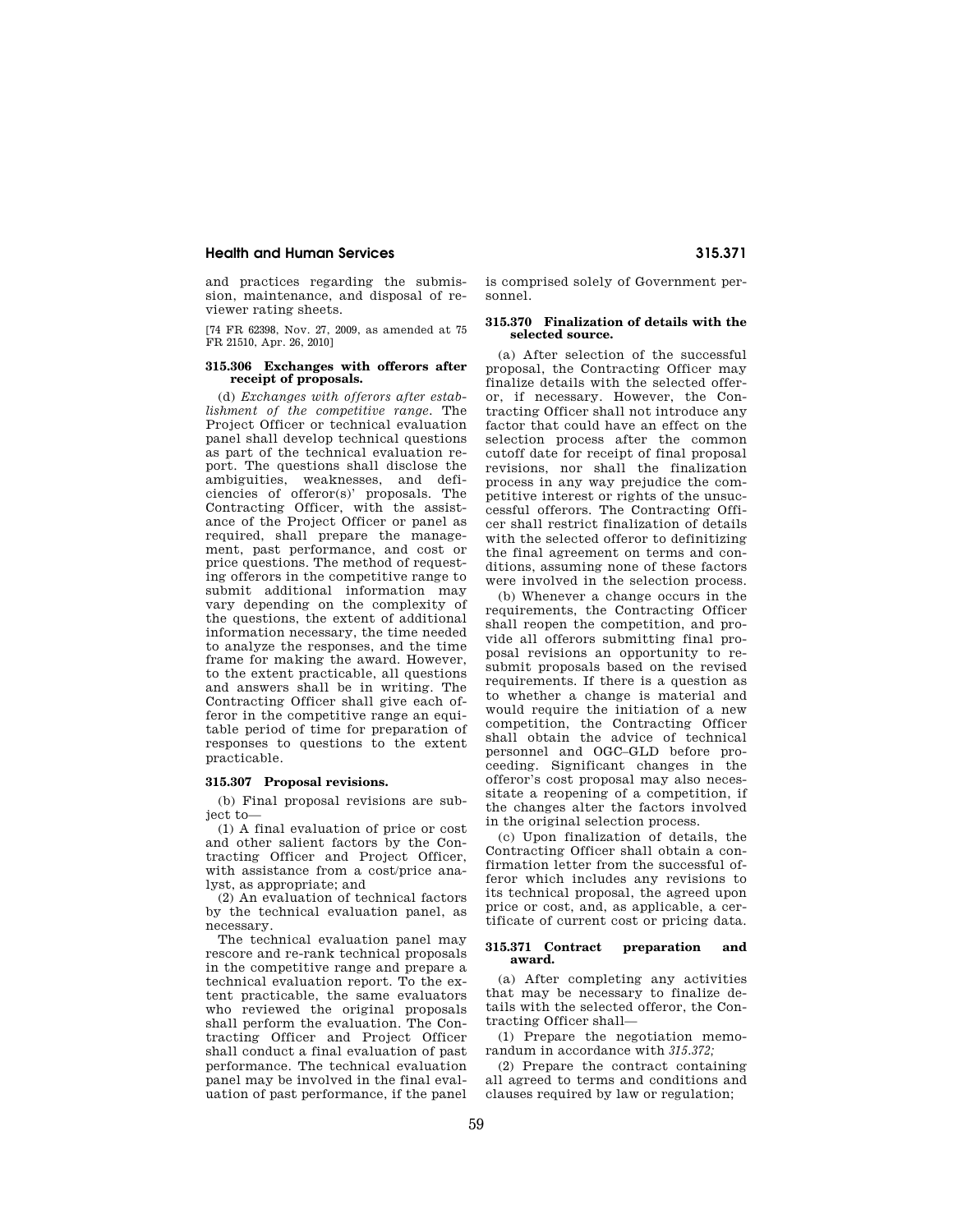and practices regarding the submission, maintenance, and disposal of reviewer rating sheets.

[74 FR 62398, Nov. 27, 2009, as amended at 75 FR 21510, Apr. 26, 2010]

### 315.306 Exchanges with offerors after receipt of proposals.

(d) *Exchanges with offerors after establishment of the competitive range.* The Project Officer or technical evaluation panel shall develop technical questions as part of the technical evaluation report. The questions shall disclose the ambiguities, weaknesses, and deficiencies of offeror(s)' proposals. The Contracting Officer, with the assistance of the Project Officer or panel as required, shall prepare the management, past performance, and cost or price questions. The method of requesting offerors in the competitive range to submit additional information may vary depending on the complexity of the questions, the extent of additional information necessary, the time needed to analyze the responses, and the time frame for making the award. However, to the extent practicable, all questions and answers shall be in writing. The Contracting Officer shall give each offeror in the competitive range an equitable period of time for preparation of responses to questions to the extent practicable.

### 315.307 Proposal revisions.

(b) Final proposal revisions are subject to—

(1) A final evaluation of price or cost and other salient factors by the Contracting Officer and Project Officer, with assistance from a cost/price analyst, as appropriate; and

(2) An evaluation of technical factors by the technical evaluation panel, as necessary.

The technical evaluation panel may rescore and re-rank technical proposals in the competitive range and prepare a technical evaluation report. To the extent practicable, the same evaluators who reviewed the original proposals shall perform the evaluation. The Contracting Officer and Project Officer shall conduct a final evaluation of past performance. The technical evaluation panel may be involved in the final evaluation of past performance, if the panel is comprised solely of Government personnel.

### 315.370 Finalization of details with the selected source.

(a) After selection of the successful proposal, the Contracting Officer may finalize details with the selected offeror, if necessary. However, the Contracting Officer shall not introduce any factor that could have an effect on the selection process after the common cutoff date for receipt of final proposal revisions, nor shall the finalization process in any way prejudice the competitive interest or rights of the unsuccessful offerors. The Contracting Officer shall restrict finalization of details with the selected offeror to definitizing the final agreement on terms and conditions, assuming none of these factors were involved in the selection process.

(b) Whenever a change occurs in the requirements, the Contracting Officer shall reopen the competition, and provide all offerors submitting final proposal revisions an opportunity to resubmit proposals based on the revised requirements. If there is a question as to whether a change is material and would require the initiation of a new competition, the Contracting Officer shall obtain the advice of technical personnel and OGC–GLD before proceeding. Significant changes in the offeror's cost proposal may also necessitate a reopening of a competition, if the changes alter the factors involved in the original selection process.

(c) Upon finalization of details, the Contracting Officer shall obtain a confirmation letter from the successful offeror which includes any revisions to its technical proposal, the agreed upon price or cost, and, as applicable, a certificate of current cost or pricing data.

### 315.371 Contract preparation and award.

(a) After completing any activities that may be necessary to finalize details with the selected offeror, the Contracting Officer shall—

(1) Prepare the negotiation memorandum in accordance with *315.372;*

(2) Prepare the contract containing all agreed to terms and conditions and clauses required by law or regulation;